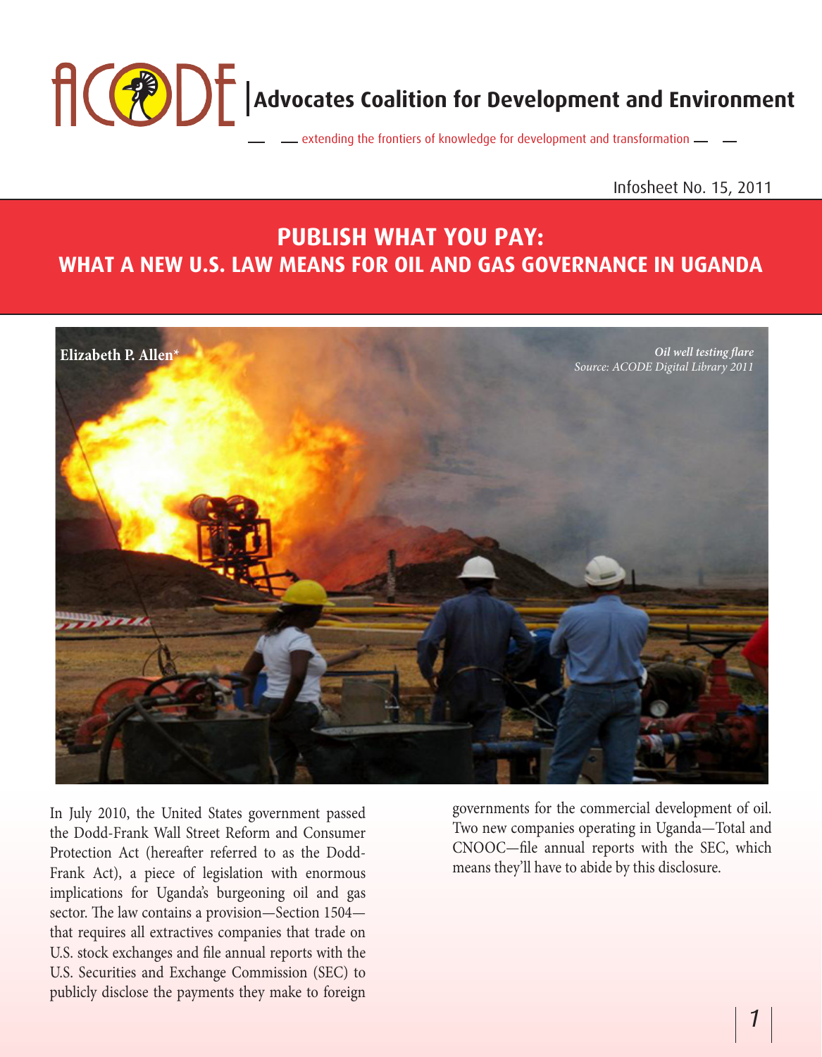# Advocates Coalition for Development and Environment

extending the frontiers of knowledge for development and transformation

Infosheet No. 15, 2011

## PUBLISH WHAT YOU PAY: WHAT A NEW U.S. LAW MEANS FOR OIL AND GAS GOVERNANCE IN UGANDA

**Elizabeth P. Allen***

*Oil well testing flare*
*Source: ACODE Digital Library 2011*

In July 2010, the United States government passed the Dodd-Frank Wall Street Reform and Consumer Protection Act (hereafter referred to as the Dodd-Frank Act), a piece of legislation with enormous implications for Uganda's burgeoning oil and gas sector. The law contains a provision—Section 1504—that requires all extractives companies that trade on U.S. stock exchanges and file annual reports with the U.S. Securities and Exchange Commission (SEC) to publicly disclose the payments they make to foreign governments for the commercial development of oil. Two new companies operating in Uganda—Total and CNOOC—file annual reports with the SEC, which means they'll have to abide by this disclosure.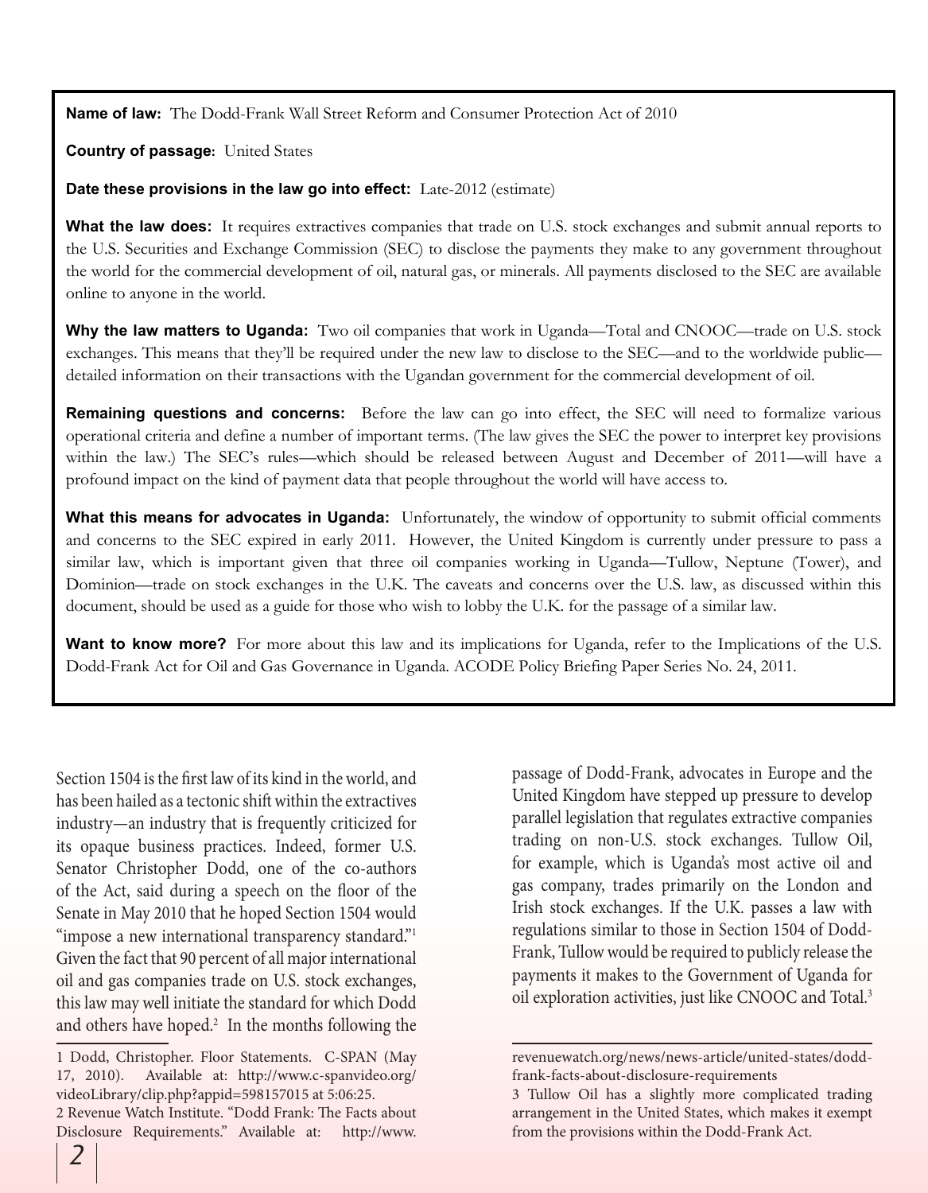**Name of law:** The Dodd-Frank Wall Street Reform and Consumer Protection Act of 2010

**Country of passage:** United States

**Date these provisions in the law go into effect:** Late-2012 (estimate)

**What the law does:** It requires extractives companies that trade on U.S. stock exchanges and submit annual reports to the U.S. Securities and Exchange Commission (SEC) to disclose the payments they make to any government throughout the world for the commercial development of oil, natural gas, or minerals. All payments disclosed to the SEC are available online to anyone in the world.

**Why the law matters to Uganda:** Two oil companies that work in Uganda—Total and CNOOC—trade on U.S. stock exchanges. This means that they'll be required under the new law to disclose to the SEC—and to the worldwide public—detailed information on their transactions with the Ugandan government for the commercial development of oil.

**Remaining questions and concerns:** Before the law can go into effect, the SEC will need to formalize various operational criteria and define a number of important terms. (The law gives the SEC the power to interpret key provisions within the law.) The SEC's rules—which should be released between August and December of 2011—will have a profound impact on the kind of payment data that people throughout the world will have access to.

**What this means for advocates in Uganda:** Unfortunately, the window of opportunity to submit official comments and concerns to the SEC expired in early 2011. However, the United Kingdom is currently under pressure to pass a similar law, which is important given that three oil companies working in Uganda—Tullow, Neptune (Tower), and Dominion—trade on stock exchanges in the U.K. The caveats and concerns over the U.S. law, as discussed within this document, should be used as a guide for those who wish to lobby the U.K. for the passage of a similar law.

**Want to know more?** For more about this law and its implications for Uganda, refer to the Implications of the U.S. Dodd-Frank Act for Oil and Gas Governance in Uganda. ACODE Policy Briefing Paper Series No. 24, 2011.

Section 1504 is the first law of its kind in the world, and has been hailed as a tectonic shift within the extractives industry—an industry that is frequently criticized for its opaque business practices. Indeed, former U.S. Senator Christopher Dodd, one of the co-authors of the Act, said during a speech on the floor of the Senate in May 2010 that he hoped Section 1504 would "impose a new international transparency standard."[1] Given the fact that 90 percent of all major international oil and gas companies trade on U.S. stock exchanges, this law may well initiate the standard for which Dodd and others have hoped.[2] In the months following the passage of Dodd-Frank, advocates in Europe and the United Kingdom have stepped up pressure to develop parallel legislation that regulates extractive companies trading on non-U.S. stock exchanges. Tullow Oil, for example, which is Uganda's most active oil and gas company, trades primarily on the London and Irish stock exchanges. If the U.K. passes a law with regulations similar to those in Section 1504 of Dodd-Frank, Tullow would be required to publicly release the payments it makes to the Government of Uganda for oil exploration activities, just like CNOOC and Total.[3]

---

1 Dodd, Christopher. Floor Statements. C-SPAN (May 17, 2010). Available at: http://www.c-spanvideo.org/videoLibrary/clip.php?appid=598157015 at 5:06:25.

2 Revenue Watch Institute. "Dodd Frank: The Facts about Disclosure Requirements." Available at: http://www.revenuewatch.org/news/news-article/united-states/dodd-frank-facts-about-disclosure-requirements

3 Tullow Oil has a slightly more complicated trading arrangement in the United States, which makes it exempt from the provisions within the Dodd-Frank Act.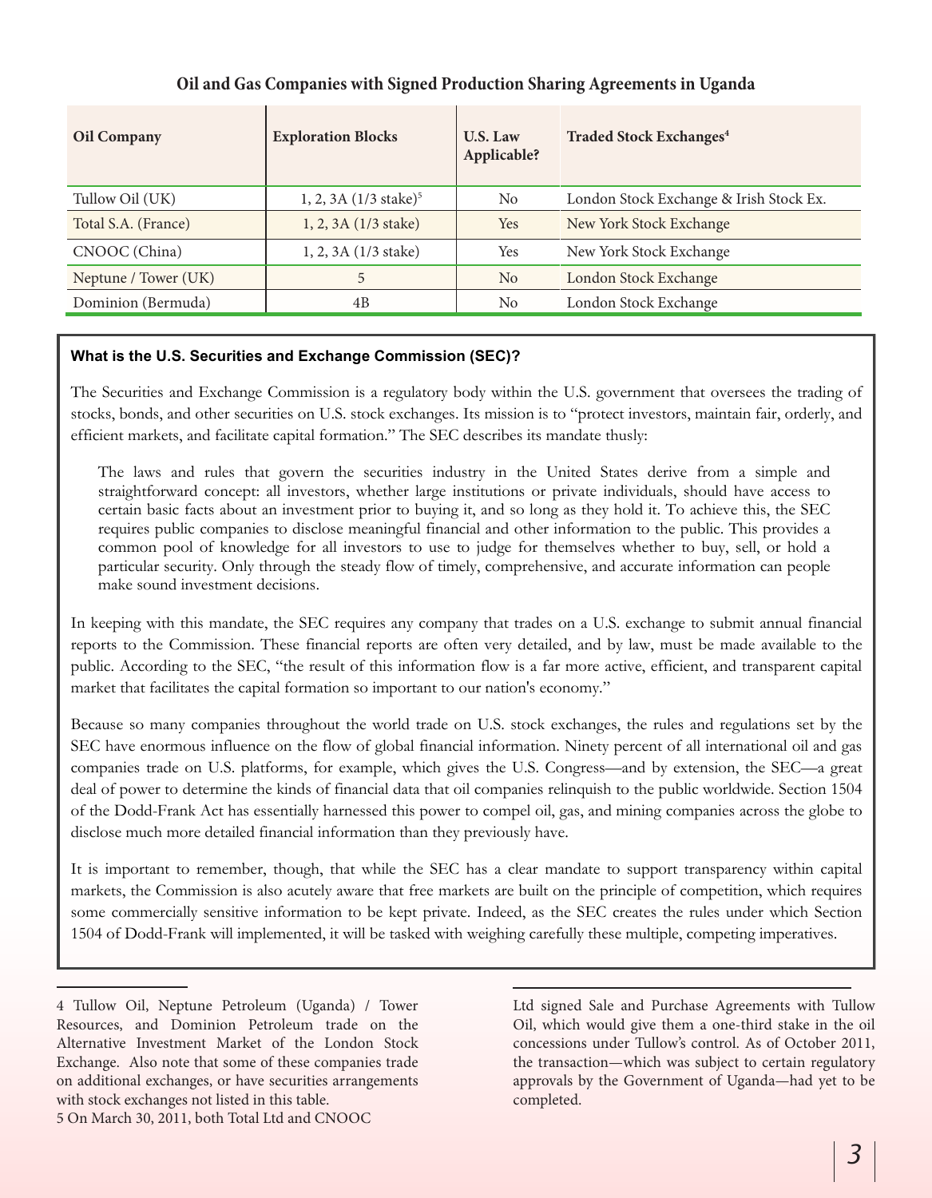**Oil and Gas Companies with Signed Production Sharing Agreements in Uganda**

| Oil Company | Exploration Blocks | U.S. Law Applicable? | Traded Stock Exchanges[4] |
|---|---|---|---|
| Tullow Oil (UK) | 1, 2, 3A (1/3 stake)[5] | No | London Stock Exchange & Irish Stock Ex. |
| Total S.A. (France) | 1, 2, 3A (1/3 stake) | Yes | New York Stock Exchange |
| CNOOC (China) | 1, 2, 3A (1/3 stake) | Yes | New York Stock Exchange |
| Neptune / Tower (UK) | 5 | No | London Stock Exchange |
| Dominion (Bermuda) | 4B | No | London Stock Exchange |

### What is the U.S. Securities and Exchange Commission (SEC)?

The Securities and Exchange Commission is a regulatory body within the U.S. government that oversees the trading of stocks, bonds, and other securities on U.S. stock exchanges. Its mission is to "protect investors, maintain fair, orderly, and efficient markets, and facilitate capital formation." The SEC describes its mandate thusly:

> The laws and rules that govern the securities industry in the United States derive from a simple and straightforward concept: all investors, whether large institutions or private individuals, should have access to certain basic facts about an investment prior to buying it, and so long as they hold it. To achieve this, the SEC requires public companies to disclose meaningful financial and other information to the public. This provides a common pool of knowledge for all investors to use to judge for themselves whether to buy, sell, or hold a particular security. Only through the steady flow of timely, comprehensive, and accurate information can people make sound investment decisions.

In keeping with this mandate, the SEC requires any company that trades on a U.S. exchange to submit annual financial reports to the Commission. These financial reports are often very detailed, and by law, must be made available to the public. According to the SEC, "the result of this information flow is a far more active, efficient, and transparent capital market that facilitates the capital formation so important to our nation's economy."

Because so many companies throughout the world trade on U.S. stock exchanges, the rules and regulations set by the SEC have enormous influence on the flow of global financial information. Ninety percent of all international oil and gas companies trade on U.S. platforms, for example, which gives the U.S. Congress—and by extension, the SEC—a great deal of power to determine the kinds of financial data that oil companies relinquish to the public worldwide. Section 1504 of the Dodd-Frank Act has essentially harnessed this power to compel oil, gas, and mining companies across the globe to disclose much more detailed financial information than they previously have.

It is important to remember, though, that while the SEC has a clear mandate to support transparency within capital markets, the Commission is also acutely aware that free markets are built on the principle of competition, which requires some commercially sensitive information to be kept private. Indeed, as the SEC creates the rules under which Section 1504 of Dodd-Frank will implemented, it will be tasked with weighing carefully these multiple, competing imperatives.

---

4 Tullow Oil, Neptune Petroleum (Uganda) / Tower Resources, and Dominion Petroleum trade on the Alternative Investment Market of the London Stock Exchange. Also note that some of these companies trade on additional exchanges, or have securities arrangements with stock exchanges not listed in this table.

5 On March 30, 2011, both Total Ltd and CNOOC Ltd signed Sale and Purchase Agreements with Tullow Oil, which would give them a one-third stake in the oil concessions under Tullow's control. As of October 2011, the transaction—which was subject to certain regulatory approvals by the Government of Uganda—had yet to be completed.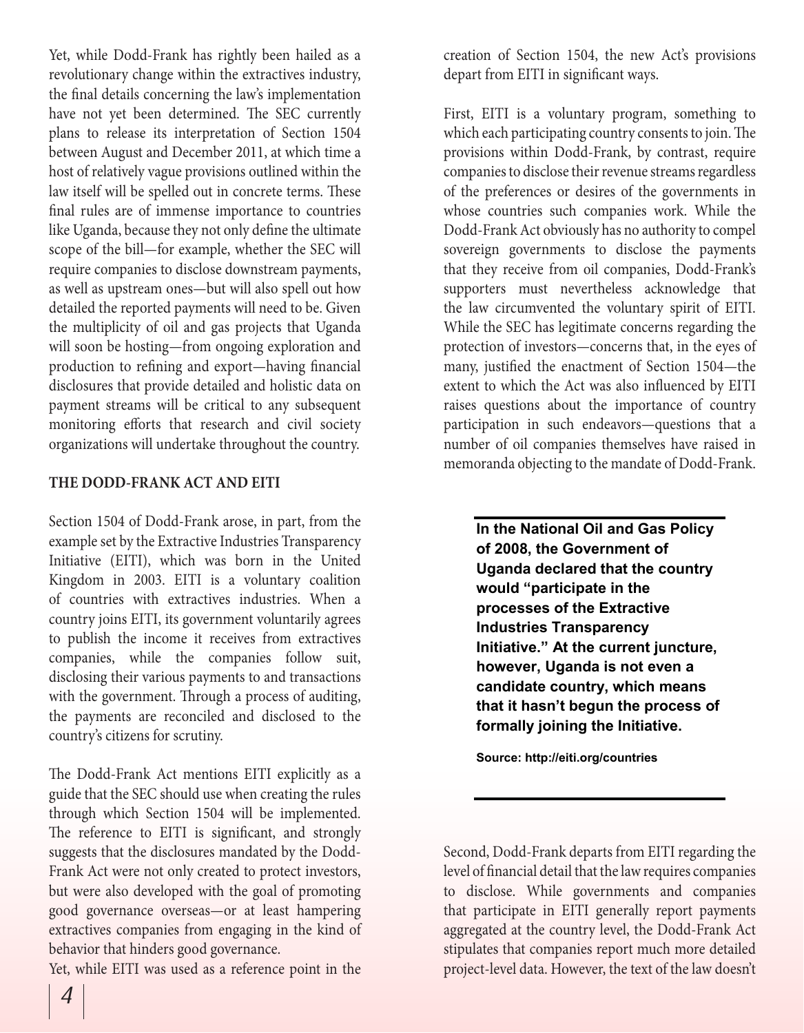Yet, while Dodd-Frank has rightly been hailed as a revolutionary change within the extractives industry, the final details concerning the law's implementation have not yet been determined. The SEC currently plans to release its interpretation of Section 1504 between August and December 2011, at which time a host of relatively vague provisions outlined within the law itself will be spelled out in concrete terms. These final rules are of immense importance to countries like Uganda, because they not only define the ultimate scope of the bill—for example, whether the SEC will require companies to disclose downstream payments, as well as upstream ones—but will also spell out how detailed the reported payments will need to be. Given the multiplicity of oil and gas projects that Uganda will soon be hosting—from ongoing exploration and production to refining and export—having financial disclosures that provide detailed and holistic data on payment streams will be critical to any subsequent monitoring efforts that research and civil society organizations will undertake throughout the country.

## THE DODD-FRANK ACT AND EITI

Section 1504 of Dodd-Frank arose, in part, from the example set by the Extractive Industries Transparency Initiative (EITI), which was born in the United Kingdom in 2003. EITI is a voluntary coalition of countries with extractives industries. When a country joins EITI, its government voluntarily agrees to publish the income it receives from extractives companies, while the companies follow suit, disclosing their various payments to and transactions with the government. Through a process of auditing, the payments are reconciled and disclosed to the country's citizens for scrutiny.

The Dodd-Frank Act mentions EITI explicitly as a guide that the SEC should use when creating the rules through which Section 1504 will be implemented. The reference to EITI is significant, and strongly suggests that the disclosures mandated by the Dodd-Frank Act were not only created to protect investors, but were also developed with the goal of promoting good governance overseas—or at least hampering extractives companies from engaging in the kind of behavior that hinders good governance.

Yet, while EITI was used as a reference point in the creation of Section 1504, the new Act's provisions depart from EITI in significant ways.

First, EITI is a voluntary program, something to which each participating country consents to join. The provisions within Dodd-Frank, by contrast, require companies to disclose their revenue streams regardless of the preferences or desires of the governments in whose countries such companies work. While the Dodd-Frank Act obviously has no authority to compel sovereign governments to disclose the payments that they receive from oil companies, Dodd-Frank's supporters must nevertheless acknowledge that the law circumvented the voluntary spirit of EITI. While the SEC has legitimate concerns regarding the protection of investors—concerns that, in the eyes of many, justified the enactment of Section 1504—the extent to which the Act was also influenced by EITI raises questions about the importance of country participation in such endeavors—questions that a number of oil companies themselves have raised in memoranda objecting to the mandate of Dodd-Frank.

**In the National Oil and Gas Policy of 2008, the Government of Uganda declared that the country would "participate in the processes of the Extractive Industries Transparency Initiative." At the current juncture, however, Uganda is not even a candidate country, which means that it hasn't begun the process of formally joining the Initiative.**

**Source: http://eiti.org/countries**

Second, Dodd-Frank departs from EITI regarding the level of financial detail that the law requires companies to disclose. While governments and companies that participate in EITI generally report payments aggregated at the country level, the Dodd-Frank Act stipulates that companies report much more detailed project-level data. However, the text of the law doesn't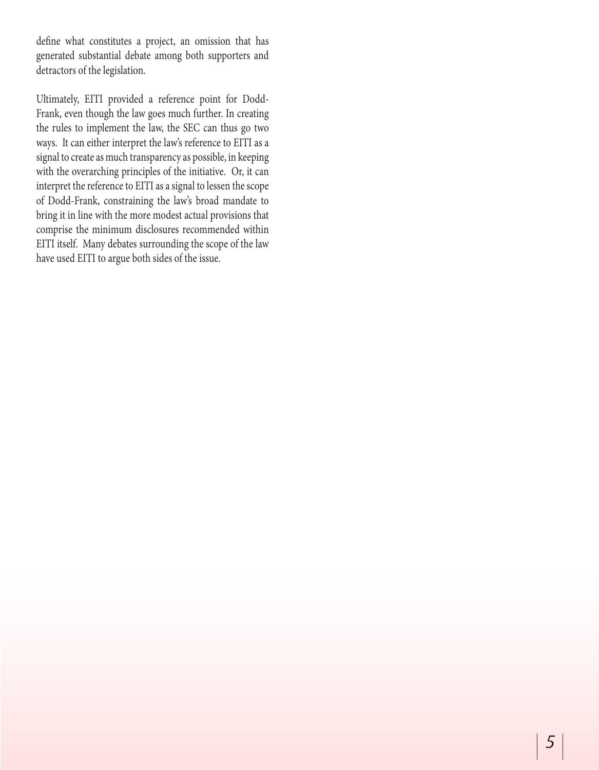define what constitutes a project, an omission that has generated substantial debate among both supporters and detractors of the legislation.

Ultimately, EITI provided a reference point for Dodd-Frank, even though the law goes much further. In creating the rules to implement the law, the SEC can thus go two ways. It can either interpret the law's reference to EITI as a signal to create as much transparency as possible, in keeping with the overarching principles of the initiative. Or, it can interpret the reference to EITI as a signal to lessen the scope of Dodd-Frank, constraining the law's broad mandate to bring it in line with the more modest actual provisions that comprise the minimum disclosures recommended within EITI itself. Many debates surrounding the scope of the law have used EITI to argue both sides of the issue.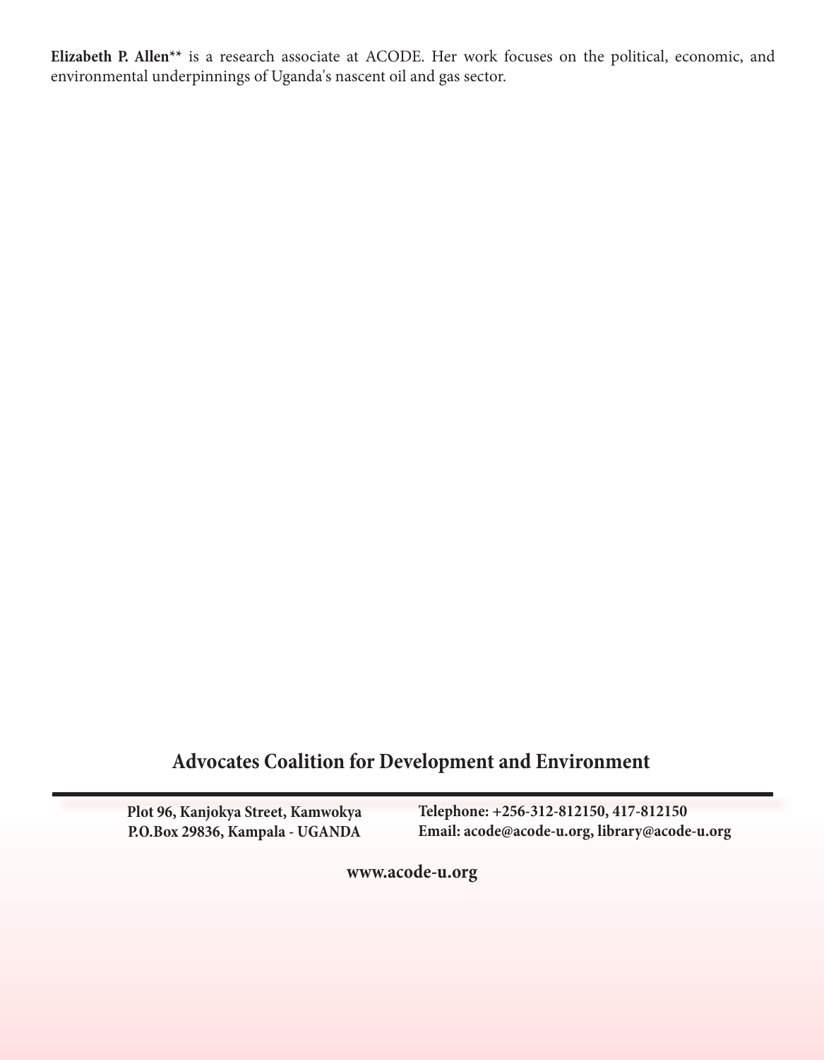**Elizabeth P. Allen**** is a research associate at ACODE. Her work focuses on the political, economic, and environmental underpinnings of Uganda's nascent oil and gas sector.

## Advocates Coalition for Development and Environment

**Plot 96, Kanjokya Street, Kamwokya**
**P.O.Box 29836, Kampala - UGANDA**

**Telephone: +256-312-812150, 417-812150**
**Email: acode@acode-u.org, library@acode-u.org**

**www.acode-u.org**